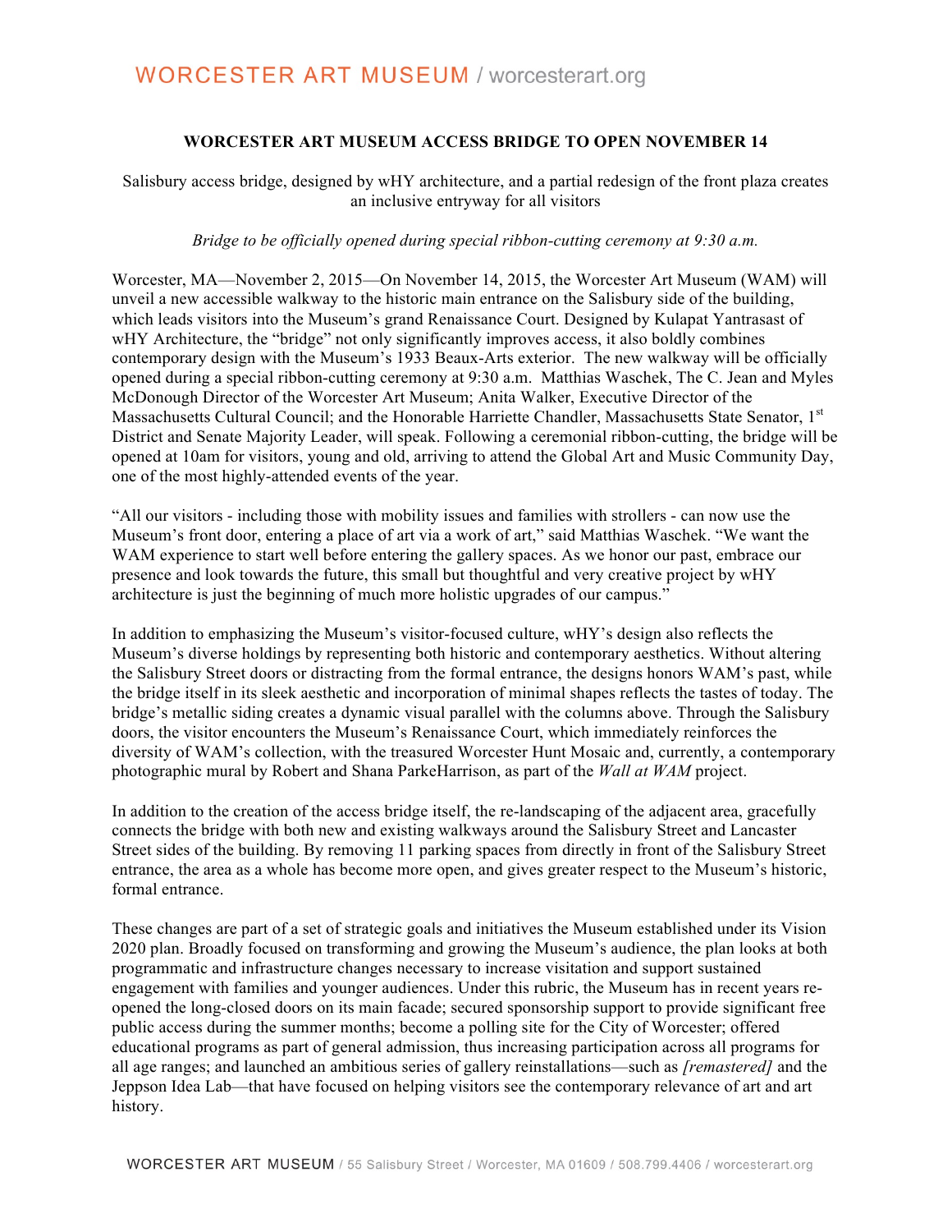# WORCESTER ART MUSEUM ACCESS BRIDGE TO OPEN NOVEMBER 14

Salisbury access bridge, designed by wHY architecture, and a partial redesign of the front plaza creates an inclusive entryway for all visitors

*Bridge to be officially opened during special ribbon-cutting ceremony at 9:30 a.m.*

Worcester, MA—November 2, 2015—On November 14, 2015, the Worcester Art Museum (WAM) will unveil a new accessible walkway to the historic main entrance on the Salisbury side of the building, which leads visitors into the Museum's grand Renaissance Court. Designed by Kulapat Yantrasast of wHY Architecture, the "bridge" not only significantly improves access, it also boldly combines contemporary design with the Museum's 1933 Beaux-Arts exterior. The new walkway will be officially opened during a special ribbon-cutting ceremony at 9:30 a.m. Matthias Waschek, The C. Jean and Myles McDonough Director of the Worcester Art Museum; Anita Walker, Executive Director of the Massachusetts Cultural Council; and the Honorable Harriette Chandler, Massachusetts State Senator, 1st District and Senate Majority Leader, will speak. Following a ceremonial ribbon-cutting, the bridge will be opened at 10am for visitors, young and old, arriving to attend the Global Art and Music Community Day, one of the most highly-attended events of the year.

"All our visitors - including those with mobility issues and families with strollers - can now use the Museum's front door, entering a place of art via a work of art," said Matthias Waschek. "We want the WAM experience to start well before entering the gallery spaces. As we honor our past, embrace our presence and look towards the future, this small but thoughtful and very creative project by wHY architecture is just the beginning of much more holistic upgrades of our campus."

In addition to emphasizing the Museum's visitor-focused culture, wHY's design also reflects the Museum's diverse holdings by representing both historic and contemporary aesthetics. Without altering the Salisbury Street doors or distracting from the formal entrance, the designs honors WAM's past, while the bridge itself in its sleek aesthetic and incorporation of minimal shapes reflects the tastes of today. The bridge's metallic siding creates a dynamic visual parallel with the columns above. Through the Salisbury doors, the visitor encounters the Museum's Renaissance Court, which immediately reinforces the diversity of WAM's collection, with the treasured Worcester Hunt Mosaic and, currently, a contemporary photographic mural by Robert and Shana ParkeHarrison, as part of the *Wall at WAM* project.

In addition to the creation of the access bridge itself, the re-landscaping of the adjacent area, gracefully connects the bridge with both new and existing walkways around the Salisbury Street and Lancaster Street sides of the building. By removing 11 parking spaces from directly in front of the Salisbury Street entrance, the area as a whole has become more open, and gives greater respect to the Museum's historic, formal entrance.

These changes are part of a set of strategic goals and initiatives the Museum established under its Vision 2020 plan. Broadly focused on transforming and growing the Museum's audience, the plan looks at both programmatic and infrastructure changes necessary to increase visitation and support sustained engagement with families and younger audiences. Under this rubric, the Museum has in recent years re-opened the long-closed doors on its main facade; secured sponsorship support to provide significant free public access during the summer months; become a polling site for the City of Worcester; offered educational programs as part of general admission, thus increasing participation across all programs for all age ranges; and launched an ambitious series of gallery reinstallations—such as *[remastered]* and the Jeppson Idea Lab—that have focused on helping visitors see the contemporary relevance of art and art history.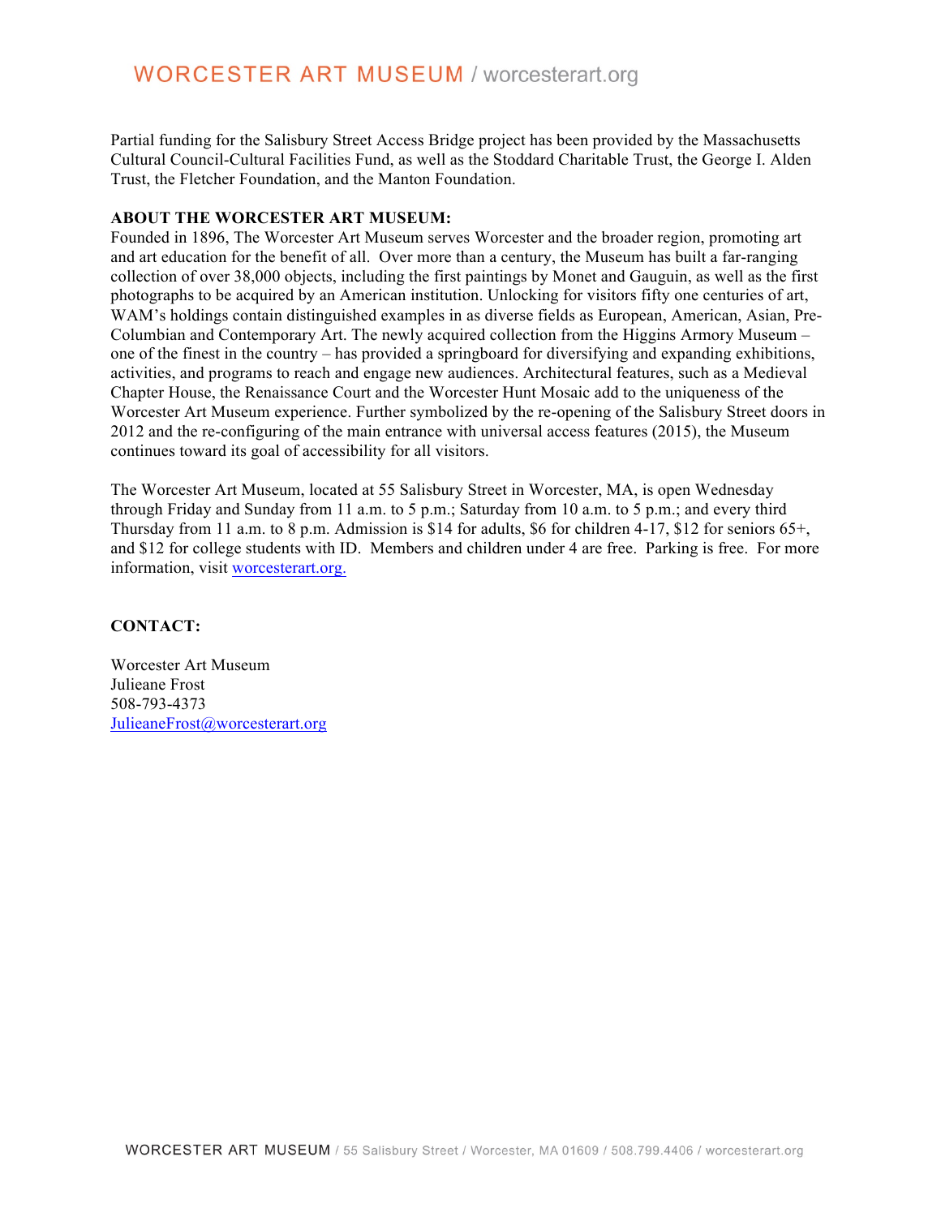Partial funding for the Salisbury Street Access Bridge project has been provided by the Massachusetts Cultural Council-Cultural Facilities Fund, as well as the Stoddard Charitable Trust, the George I. Alden Trust, the Fletcher Foundation, and the Manton Foundation.

**ABOUT THE WORCESTER ART MUSEUM:**
Founded in 1896, The Worcester Art Museum serves Worcester and the broader region, promoting art and art education for the benefit of all. Over more than a century, the Museum has built a far-ranging collection of over 38,000 objects, including the first paintings by Monet and Gauguin, as well as the first photographs to be acquired by an American institution. Unlocking for visitors fifty one centuries of art, WAM's holdings contain distinguished examples in as diverse fields as European, American, Asian, Pre-Columbian and Contemporary Art. The newly acquired collection from the Higgins Armory Museum – one of the finest in the country – has provided a springboard for diversifying and expanding exhibitions, activities, and programs to reach and engage new audiences. Architectural features, such as a Medieval Chapter House, the Renaissance Court and the Worcester Hunt Mosaic add to the uniqueness of the Worcester Art Museum experience. Further symbolized by the re-opening of the Salisbury Street doors in 2012 and the re-configuring of the main entrance with universal access features (2015), the Museum continues toward its goal of accessibility for all visitors.

The Worcester Art Museum, located at 55 Salisbury Street in Worcester, MA, is open Wednesday through Friday and Sunday from 11 a.m. to 5 p.m.; Saturday from 10 a.m. to 5 p.m.; and every third Thursday from 11 a.m. to 8 p.m. Admission is $14 for adults, $6 for children 4-17, $12 for seniors 65+, and $12 for college students with ID. Members and children under 4 are free. Parking is free. For more information, visit [worcesterart.org.](http://worcesterart.org)

**CONTACT:**

Worcester Art Museum
Julieane Frost
508-793-4373
[JulieaneFrost@worcesterart.org](mailto:JulieaneFrost@worcesterart.org)